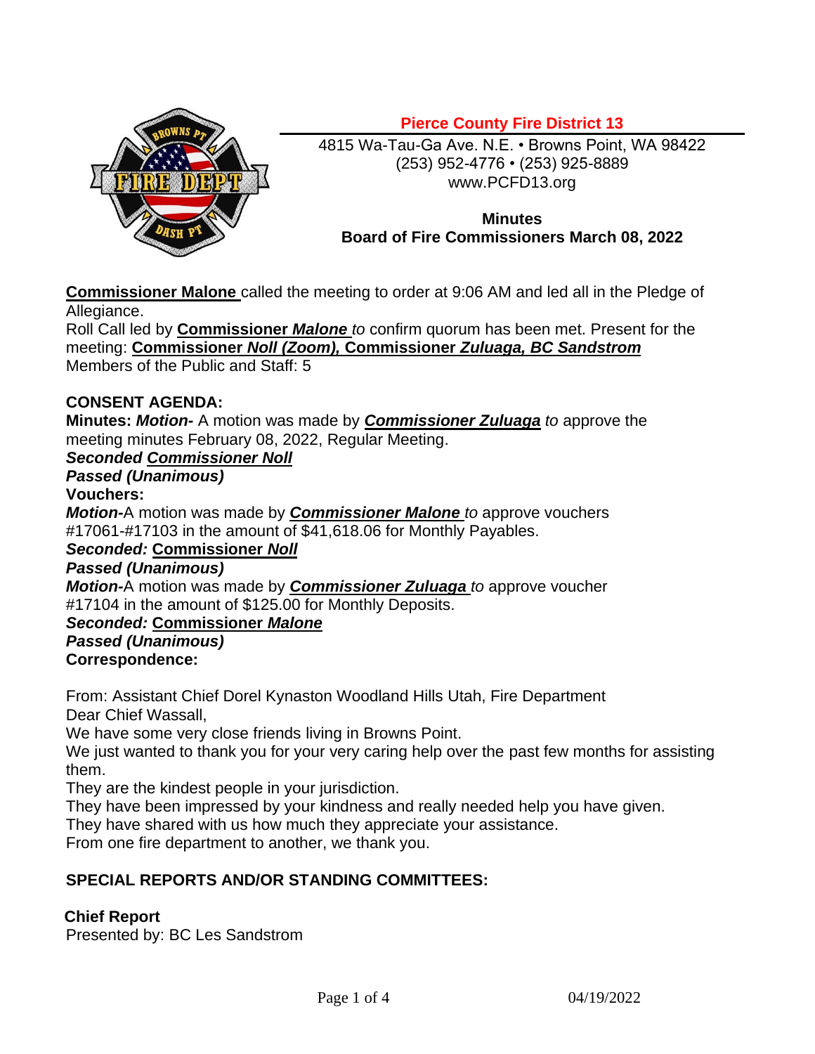**Pierce County Fire District 13**

4815 Wa-Tau-Ga Ave. N.E. • Browns Point, WA 98422
(253) 952-4776 • (253) 925-8889
www.PCFD13.org

**Minutes**
**Board of Fire Commissioners March 08, 2022**

**Commissioner Malone** called the meeting to order at 9:06 AM and led all in the Pledge of Allegiance.
Roll Call led by **Commissioner *Malone*** *to* confirm quorum has been met. Present for the meeting: **Commissioner *Noll (Zoom),* Commissioner *Zuluaga, BC Sandstrom***
Members of the Public and Staff: 5

**CONSENT AGENDA:**

**Minutes:** ***Motion-*** A motion was made by ***Commissioner Zuluaga*** *to* approve the meeting minutes February 08, 2022, Regular Meeting.
***Seconded Commissioner Noll***
***Passed (Unanimous)***
**Vouchers:**
***Motion-***A motion was made by ***Commissioner Malone*** *to* approve vouchers #17061-#17103 in the amount of $41,618.06 for Monthly Payables.
***Seconded:* Commissioner *Noll***
***Passed (Unanimous)***
***Motion-***A motion was made by ***Commissioner Zuluaga*** *to* approve voucher #17104 in the amount of $125.00 for Monthly Deposits.
***Seconded:* Commissioner *Malone***
***Passed (Unanimous)***
**Correspondence:**

From: Assistant Chief Dorel Kynaston Woodland Hills Utah, Fire Department
Dear Chief Wassall,
We have some very close friends living in Browns Point.
We just wanted to thank you for your very caring help over the past few months for assisting them.
They are the kindest people in your jurisdiction.
They have been impressed by your kindness and really needed help you have given.
They have shared with us how much they appreciate your assistance.
From one fire department to another, we thank you.

**SPECIAL REPORTS AND/OR STANDING COMMITTEES:**

**Chief Report**
Presented by: BC Les Sandstrom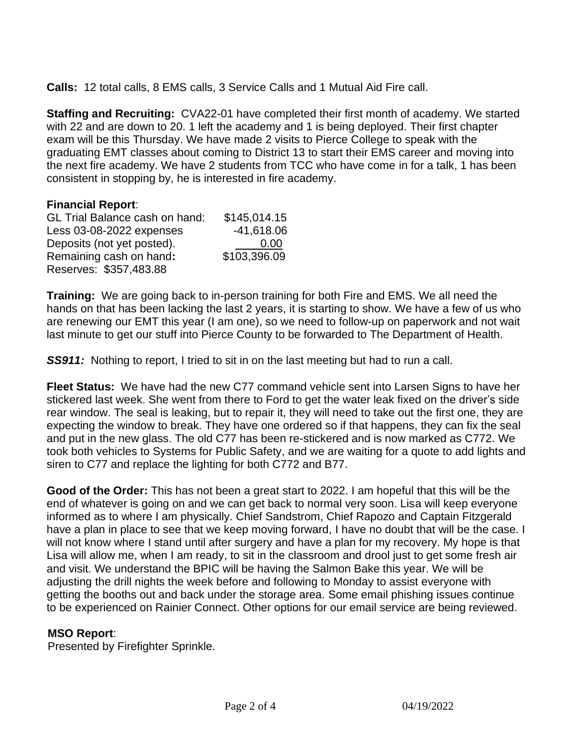**Calls:** 12 total calls, 8 EMS calls, 3 Service Calls and 1 Mutual Aid Fire call.

**Staffing and Recruiting:** CVA22-01 have completed their first month of academy. We started with 22 and are down to 20. 1 left the academy and 1 is being deployed. Their first chapter exam will be this Thursday. We have made 2 visits to Pierce College to speak with the graduating EMT classes about coming to District 13 to start their EMS career and moving into the next fire academy. We have 2 students from TCC who have come in for a talk, 1 has been consistent in stopping by, he is interested in fire academy.

**Financial Report**:

| | |
|---|---|
| GL Trial Balance cash on hand: | $145,014.15 |
| Less 03-08-2022 expenses | -41,618.06 |
| Deposits (not yet posted). | 0.00 |
| Remaining cash on hand**:** | $103,396.09 |

Reserves: $357,483.88

**Training:** We are going back to in-person training for both Fire and EMS. We all need the hands on that has been lacking the last 2 years, it is starting to show. We have a few of us who are renewing our EMT this year (I am one), so we need to follow-up on paperwork and not wait last minute to get our stuff into Pierce County to be forwarded to The Department of Health.

***SS911:*** Nothing to report, I tried to sit in on the last meeting but had to run a call.

**Fleet Status:** We have had the new C77 command vehicle sent into Larsen Signs to have her stickered last week. She went from there to Ford to get the water leak fixed on the driver's side rear window. The seal is leaking, but to repair it, they will need to take out the first one, they are expecting the window to break. They have one ordered so if that happens, they can fix the seal and put in the new glass. The old C77 has been re-stickered and is now marked as C772. We took both vehicles to Systems for Public Safety, and we are waiting for a quote to add lights and siren to C77 and replace the lighting for both C772 and B77.

**Good of the Order:** This has not been a great start to 2022. I am hopeful that this will be the end of whatever is going on and we can get back to normal very soon. Lisa will keep everyone informed as to where I am physically. Chief Sandstrom, Chief Rapozo and Captain Fitzgerald have a plan in place to see that we keep moving forward, I have no doubt that will be the case. I will not know where I stand until after surgery and have a plan for my recovery. My hope is that Lisa will allow me, when I am ready, to sit in the classroom and drool just to get some fresh air and visit. We understand the BPIC will be having the Salmon Bake this year. We will be adjusting the drill nights the week before and following to Monday to assist everyone with getting the booths out and back under the storage area. Some email phishing issues continue to be experienced on Rainier Connect. Other options for our email service are being reviewed.

**MSO Report**:

Presented by Firefighter Sprinkle.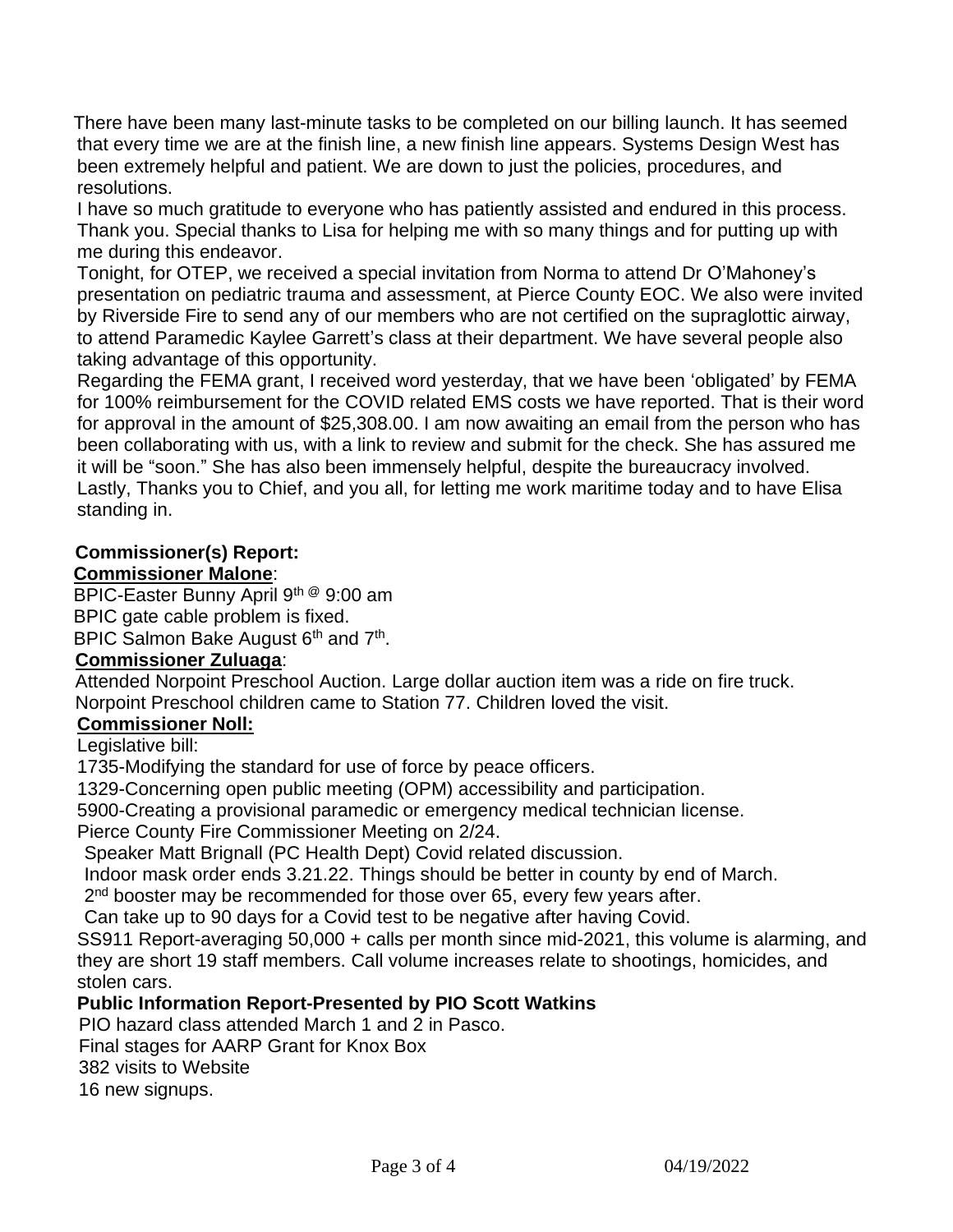There have been many last-minute tasks to be completed on our billing launch. It has seemed that every time we are at the finish line, a new finish line appears. Systems Design West has been extremely helpful and patient. We are down to just the policies, procedures, and resolutions.

I have so much gratitude to everyone who has patiently assisted and endured in this process. Thank you. Special thanks to Lisa for helping me with so many things and for putting up with me during this endeavor.

Tonight, for OTEP, we received a special invitation from Norma to attend Dr O'Mahoney's presentation on pediatric trauma and assessment, at Pierce County EOC. We also were invited by Riverside Fire to send any of our members who are not certified on the supraglottic airway, to attend Paramedic Kaylee Garrett's class at their department. We have several people also taking advantage of this opportunity.

Regarding the FEMA grant, I received word yesterday, that we have been 'obligated' by FEMA for 100% reimbursement for the COVID related EMS costs we have reported. That is their word for approval in the amount of $25,308.00. I am now awaiting an email from the person who has been collaborating with us, with a link to review and submit for the check. She has assured me it will be "soon." She has also been immensely helpful, despite the bureaucracy involved.

Lastly, Thanks you to Chief, and you all, for letting me work maritime today and to have Elisa standing in.

**Commissioner(s) Report:**

**Commissioner Malone**:

BPIC-Easter Bunny April 9th @ 9:00 am

BPIC gate cable problem is fixed.

BPIC Salmon Bake August 6th and 7th.

**Commissioner Zuluaga**:

Attended Norpoint Preschool Auction. Large dollar auction item was a ride on fire truck.

Norpoint Preschool children came to Station 77. Children loved the visit.

**Commissioner Noll:**

Legislative bill:

1735-Modifying the standard for use of force by peace officers.

1329-Concerning open public meeting (OPM) accessibility and participation.

5900-Creating a provisional paramedic or emergency medical technician license.

Pierce County Fire Commissioner Meeting on 2/24.

Speaker Matt Brignall (PC Health Dept) Covid related discussion.

Indoor mask order ends 3.21.22. Things should be better in county by end of March.

2nd booster may be recommended for those over 65, every few years after.

Can take up to 90 days for a Covid test to be negative after having Covid.

SS911 Report-averaging 50,000 + calls per month since mid-2021, this volume is alarming, and they are short 19 staff members. Call volume increases relate to shootings, homicides, and stolen cars.

**Public Information Report-Presented by PIO Scott Watkins**

PIO hazard class attended March 1 and 2 in Pasco.

Final stages for AARP Grant for Knox Box

382 visits to Website

16 new signups.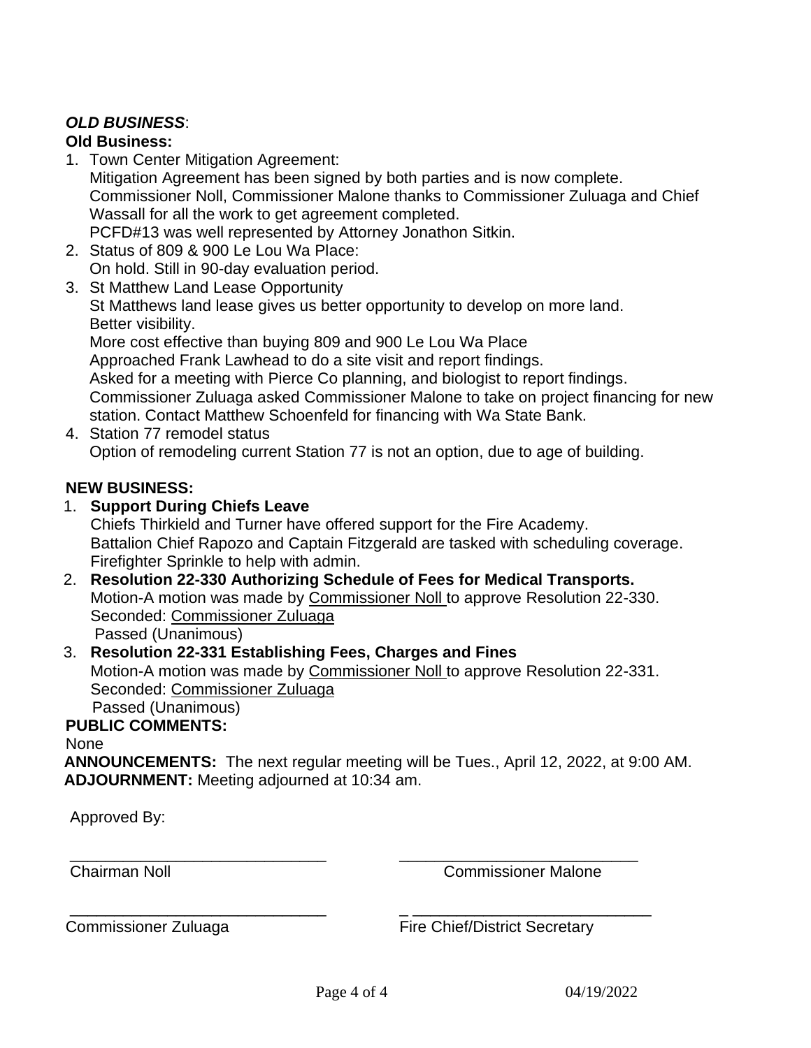***OLD BUSINESS***:

**Old Business:**

1. Town Center Mitigation Agreement:
   Mitigation Agreement has been signed by both parties and is now complete.
   Commissioner Noll, Commissioner Malone thanks to Commissioner Zuluaga and Chief Wassall for all the work to get agreement completed.
   PCFD#13 was well represented by Attorney Jonathon Sitkin.
2. Status of 809 & 900 Le Lou Wa Place:
   On hold. Still in 90-day evaluation period.
3. St Matthew Land Lease Opportunity
   St Matthews land lease gives us better opportunity to develop on more land.
   Better visibility.
   More cost effective than buying 809 and 900 Le Lou Wa Place
   Approached Frank Lawhead to do a site visit and report findings.
   Asked for a meeting with Pierce Co planning, and biologist to report findings.
   Commissioner Zuluaga asked Commissioner Malone to take on project financing for new station. Contact Matthew Schoenfeld for financing with Wa State Bank.
4. Station 77 remodel status
   Option of remodeling current Station 77 is not an option, due to age of building.

**NEW BUSINESS:**

1. **Support During Chiefs Leave**
   Chiefs Thirkield and Turner have offered support for the Fire Academy.
   Battalion Chief Rapozo and Captain Fitzgerald are tasked with scheduling coverage.
   Firefighter Sprinkle to help with admin.
2. **Resolution 22-330 Authorizing Schedule of Fees for Medical Transports.**
   Motion-A motion was made by Commissioner Noll to approve Resolution 22-330.
   Seconded: Commissioner Zuluaga
   Passed (Unanimous)
3. **Resolution 22-331 Establishing Fees, Charges and Fines**
   Motion-A motion was made by Commissioner Noll to approve Resolution 22-331.
   Seconded: Commissioner Zuluaga
   Passed (Unanimous)

**PUBLIC COMMENTS:**

None

**ANNOUNCEMENTS:** The next regular meeting will be Tues., April 12, 2022, at 9:00 AM.

**ADJOURNMENT:** Meeting adjourned at 10:34 am.

Approved By:

| | |
|---|---|
| ______________________________ | ______________________________ |
| Chairman Noll | Commissioner Malone |
| ______________________________ | ______________________________ |
| Commissioner Zuluaga | Fire Chief/District Secretary |

04/19/2022